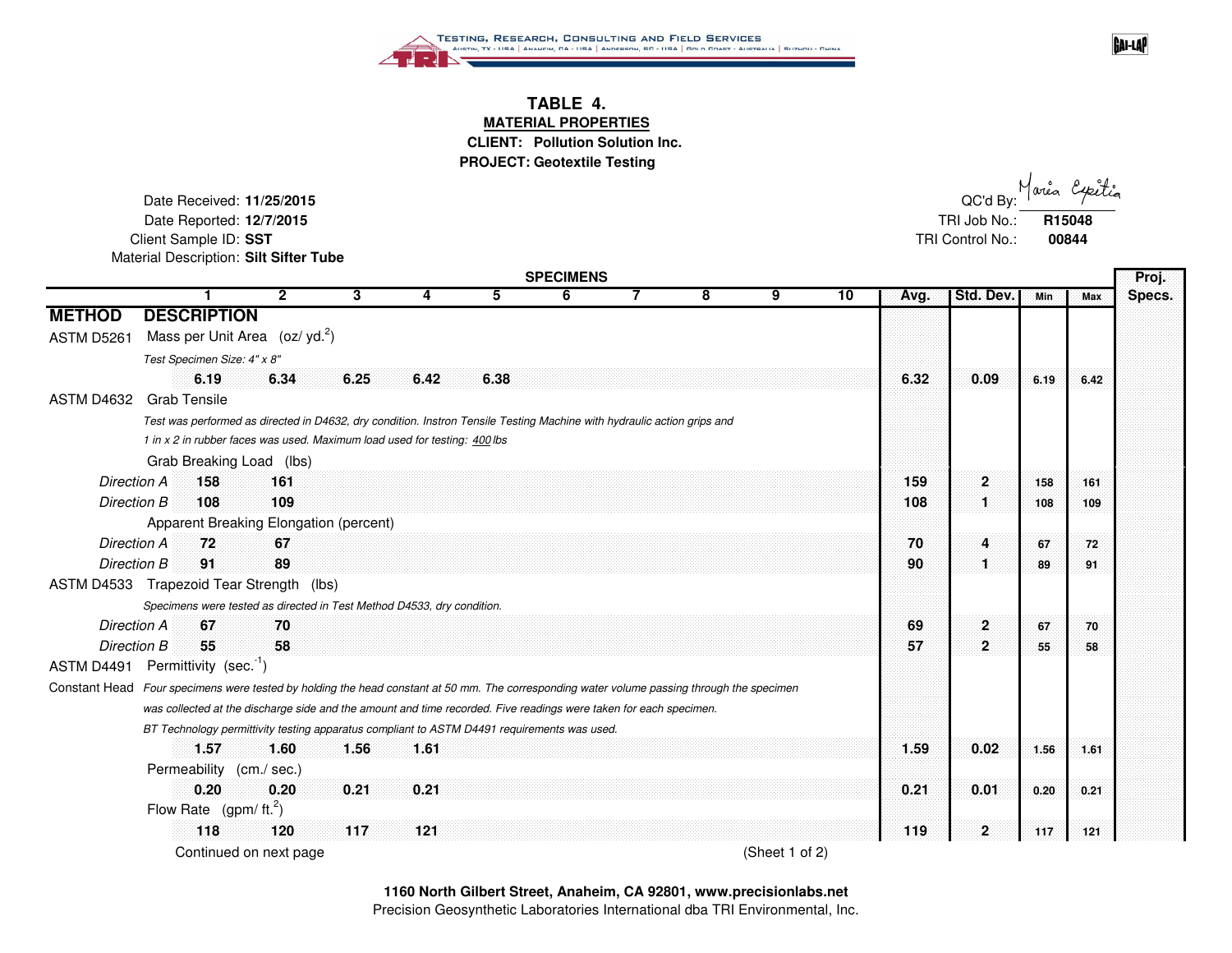TESTING, RESEARCH, CONSULTING AND FIELD SERVICES

# TABLE 4.

## MATERIAL PROPERTIES

**CLIENT: Pollution Solution Inc.**

**PROJECT: Geotextile Testing**

Date Received: **11/25/2015**
Date Reported: **12/7/2015**
Client Sample ID: **SST**
Material Description: **Silt Sifter Tube**

QC'd By: Maria Expitia
TRI Job No.: **R15048**
TRI Control No.: **00844**

| METHOD | DESCRIPTION | 1 | 2 | 3 | 4 | 5 | 6 | 7 | 8 | 9 | 10 | Avg. | Std. Dev. | Min | Max | Proj. Specs. |
|---|---|---|---|---|---|---|---|---|---|---|---|---|---|---|---|---|
| ASTM D5261 | Mass per Unit Area (oz/ yd.$^2$) | | | | | | | | | | | | | | | |
| | *Test Specimen Size: 4" x 8"* | | | | | | | | | | | | | | | |
| | | 6.19 | 6.34 | 6.25 | 6.42 | 6.38 | | | | | | 6.32 | 0.09 | 6.19 | 6.42 | |
| ASTM D4632 | Grab Tensile | | | | | | | | | | | | | | | |
| | *Test was performed as directed in D4632, dry condition. Instron Tensile Testing Machine with hydraulic action grips and 1 in x 2 in rubber faces was used. Maximum load used for testing: 400 lbs* | | | | | | | | | | | | | | | |
| | Grab Breaking Load (lbs) | | | | | | | | | | | | | | | |
| | *Direction A* | 158 | 161 | | | | | | | | | 159 | 2 | 158 | 161 | |
| | *Direction B* | 108 | 109 | | | | | | | | | 108 | 1 | 108 | 109 | |
| | Apparent Breaking Elongation (percent) | | | | | | | | | | | | | | | |
| | *Direction A* | 72 | 67 | | | | | | | | | 70 | 4 | 67 | 72 | |
| | *Direction B* | 91 | 89 | | | | | | | | | 90 | 1 | 89 | 91 | |
| ASTM D4533 | Trapezoid Tear Strength (lbs) | | | | | | | | | | | | | | | |
| | *Specimens were tested as directed in Test Method D4533, dry condition.* | | | | | | | | | | | | | | | |
| | *Direction A* | 67 | 70 | | | | | | | | | 69 | 2 | 67 | 70 | |
| | *Direction B* | 55 | 58 | | | | | | | | | 57 | 2 | 55 | 58 | |
| ASTM D4491 | Permittivity (sec.$^{-1}$) | | | | | | | | | | | | | | | |
| Constant Head | *Four specimens were tested by holding the head constant at 50 mm. The corresponding water volume passing through the specimen was collected at the discharge side and the amount and time recorded. Five readings were taken for each specimen. BT Technology permittivity testing apparatus compliant to ASTM D4491 requirements was used.* | | | | | | | | | | | | | | | |
| | | 1.57 | 1.60 | 1.56 | 1.61 | | | | | | | 1.59 | 0.02 | 1.56 | 1.61 | |
| | Permeability (cm./ sec.) | | | | | | | | | | | | | | | |
| | | 0.20 | 0.20 | 0.21 | 0.21 | | | | | | | 0.21 | 0.01 | 0.20 | 0.21 | |
| | Flow Rate (gpm/ ft.$^2$) | | | | | | | | | | | | | | | |
| | | 118 | 120 | 117 | 121 | | | | | | | 119 | 2 | 117 | 121 | |

Continued on next page

**1160 North Gilbert Street, Anaheim, CA 92801, www.precisionlabs.net**
Precision Geosynthetic Laboratories International dba TRI Environmental, Inc.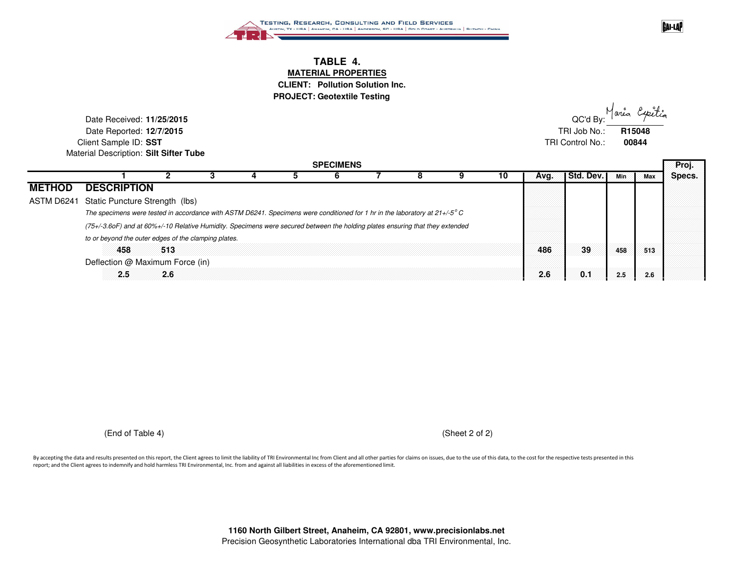TESTING, RESEARCH, CONSULTING AND FIELD SERVICES

AUSTIN, TX - USA | ANAHEIM, CA - USA | ANDERSON, SC - USA | GOLD COAST - AUSTRALIA | SUZHOU - CHINA

## TABLE 4.

**MATERIAL PROPERTIES**

**CLIENT: Pollution Solution Inc.**

**PROJECT: Geotextile Testing**

Date Received: **11/25/2015**
Date Reported: **12/7/2015**
Client Sample ID: **SST**
Material Description: **Silt Sifter Tube**

QC'd By: Maria Espitia
TRI Job No.: **R15048**
TRI Control No.: **00844**

| METHOD | DESCRIPTION | SPECIMENS 1 | 2 | 3 | 4 | 5 | 6 | 7 | 8 | 9 | 10 | Avg. | Std. Dev. | Min | Max | Proj. Specs. |
|---|---|---|---|---|---|---|---|---|---|---|---|---|---|---|---|---|
| ASTM D6241 | Static Puncture Strength (lbs) | | | | | | | | | | | | | | | |
| | *The specimens were tested in accordance with ASTM D6241. Specimens were conditioned for 1 hr in the laboratory at 21+/-5° C (75+/-3.6oF) and at 60%+/-10 Relative Humidity. Specimens were secured between the holding plates ensuring that they extended to or beyond the outer edges of the clamping plates.* | | | | | | | | | | | | | | | |
| | | 458 | 513 | | | | | | | | | 486 | 39 | 458 | 513 | |
| | Deflection @ Maximum Force (in) | | | | | | | | | | | | | | | |
| | | 2.5 | 2.6 | | | | | | | | | 2.6 | 0.1 | 2.5 | 2.6 | |

(End of Table 4)

By accepting the data and results presented on this report, the Client agrees to limit the liability of TRI Environmental Inc from Client and all other parties for claims on issues, due to the use of this data, to the cost for the respective tests presented in this report; and the Client agrees to indemnify and hold harmless TRI Environmental, Inc. from and against all liabilities in excess of the aforementioned limit.

**1160 North Gilbert Street, Anaheim, CA 92801, www.precisionlabs.net**
Precision Geosynthetic Laboratories International dba TRI Environmental, Inc.